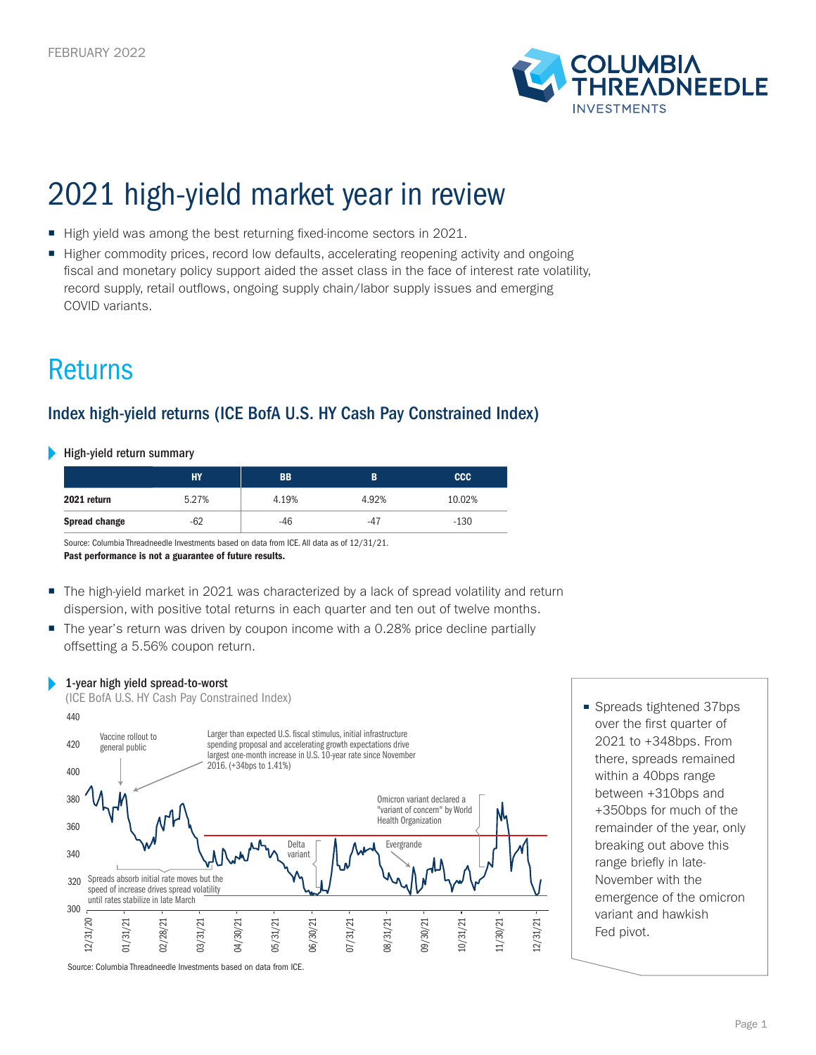FEBRUARY 2022

# 2021 high-yield market year in review

- High yield was among the best returning fixed-income sectors in 2021.
- Higher commodity prices, record low defaults, accelerating reopening activity and ongoing fiscal and monetary policy support aided the asset class in the face of interest rate volatility, record supply, retail outflows, ongoing supply chain/labor supply issues and emerging COVID variants.

## Returns

### Index high-yield returns (ICE BofA U.S. HY Cash Pay Constrained Index)

**High-yield return summary**

| | HY | BB | B | CCC |
|---|---|---|---|---|
| **2021 return** | 5.27% | 4.19% | 4.92% | 10.02% |
| **Spread change** | -62 | -46 | -47 | -130 |

Source: Columbia Threadneedle Investments based on data from ICE. All data as of 12/31/21.
**Past performance is not a guarantee of future results.**

- The high-yield market in 2021 was characterized by a lack of spread volatility and return dispersion, with positive total returns in each quarter and ten out of twelve months.
- The year's return was driven by coupon income with a 0.28% price decline partially offsetting a 5.56% coupon return.

**1-year high yield spread-to-worst**
(ICE BofA U.S. HY Cash Pay Constrained Index)

Chart annotations: Vaccine rollout to general public; Larger than expected U.S. fiscal stimulus, initial infrastructure spending proposal and accelerating growth expectations drive largest one-month increase in U.S. 10-year rate since November 2016. (+34bps to 1.41%); Spreads absorb initial rate moves but the speed of increase drives spread volatility until rates stabilize in late March; Delta variant; Evergrande; Omicron variant declared a "variant of concern" by World Health Organization

Source: Columbia Threadneedle Investments based on data from ICE.

- Spreads tightened 37bps over the first quarter of 2021 to +348bps. From there, spreads remained within a 40bps range between +310bps and +350bps for much of the remainder of the year, only breaking out above this range briefly in late-November with the emergence of the omicron variant and hawkish Fed pivot.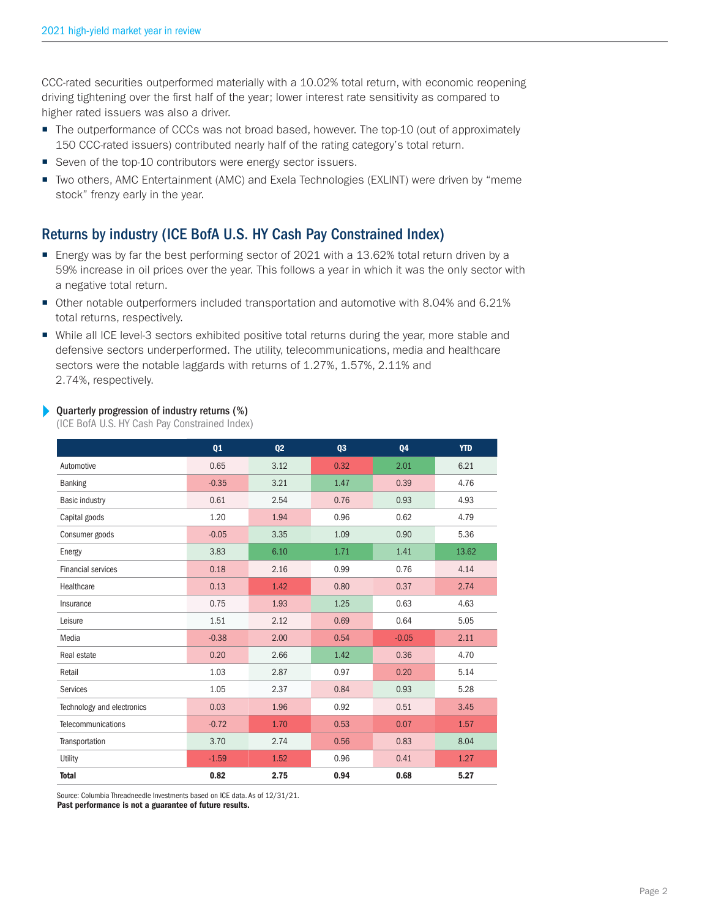CCC-rated securities outperformed materially with a 10.02% total return, with economic reopening driving tightening over the first half of the year; lower interest rate sensitivity as compared to higher rated issuers was also a driver.

- The outperformance of CCCs was not broad based, however. The top-10 (out of approximately 150 CCC-rated issuers) contributed nearly half of the rating category's total return.
- Seven of the top-10 contributors were energy sector issuers.
- Two others, AMC Entertainment (AMC) and Exela Technologies (EXLINT) were driven by "meme stock" frenzy early in the year.

## Returns by industry (ICE BofA U.S. HY Cash Pay Constrained Index)

- Energy was by far the best performing sector of 2021 with a 13.62% total return driven by a 59% increase in oil prices over the year. This follows a year in which it was the only sector with a negative total return.
- Other notable outperformers included transportation and automotive with 8.04% and 6.21% total returns, respectively.
- While all ICE level-3 sectors exhibited positive total returns during the year, more stable and defensive sectors underperformed. The utility, telecommunications, media and healthcare sectors were the notable laggards with returns of 1.27%, 1.57%, 2.11% and 2.74%, respectively.

**Quarterly progression of industry returns (%)**
(ICE BofA U.S. HY Cash Pay Constrained Index)

| | Q1 | Q2 | Q3 | Q4 | YTD |
|---|---|---|---|---|---|
| Automotive | 0.65 | 3.12 | 0.32 | 2.01 | 6.21 |
| Banking | -0.35 | 3.21 | 1.47 | 0.39 | 4.76 |
| Basic industry | 0.61 | 2.54 | 0.76 | 0.93 | 4.93 |
| Capital goods | 1.20 | 1.94 | 0.96 | 0.62 | 4.79 |
| Consumer goods | -0.05 | 3.35 | 1.09 | 0.90 | 5.36 |
| Energy | 3.83 | 6.10 | 1.71 | 1.41 | 13.62 |
| Financial services | 0.18 | 2.16 | 0.99 | 0.76 | 4.14 |
| Healthcare | 0.13 | 1.42 | 0.80 | 0.37 | 2.74 |
| Insurance | 0.75 | 1.93 | 1.25 | 0.63 | 4.63 |
| Leisure | 1.51 | 2.12 | 0.69 | 0.64 | 5.05 |
| Media | -0.38 | 2.00 | 0.54 | -0.05 | 2.11 |
| Real estate | 0.20 | 2.66 | 1.42 | 0.36 | 4.70 |
| Retail | 1.03 | 2.87 | 0.97 | 0.20 | 5.14 |
| Services | 1.05 | 2.37 | 0.84 | 0.93 | 5.28 |
| Technology and electronics | 0.03 | 1.96 | 0.92 | 0.51 | 3.45 |
| Telecommunications | -0.72 | 1.70 | 0.53 | 0.07 | 1.57 |
| Transportation | 3.70 | 2.74 | 0.56 | 0.83 | 8.04 |
| Utility | -1.59 | 1.52 | 0.96 | 0.41 | 1.27 |
| **Total** | **0.82** | **2.75** | **0.94** | **0.68** | **5.27** |

Source: Columbia Threadneedle Investments based on ICE data. As of 12/31/21.
**Past performance is not a guarantee of future results.**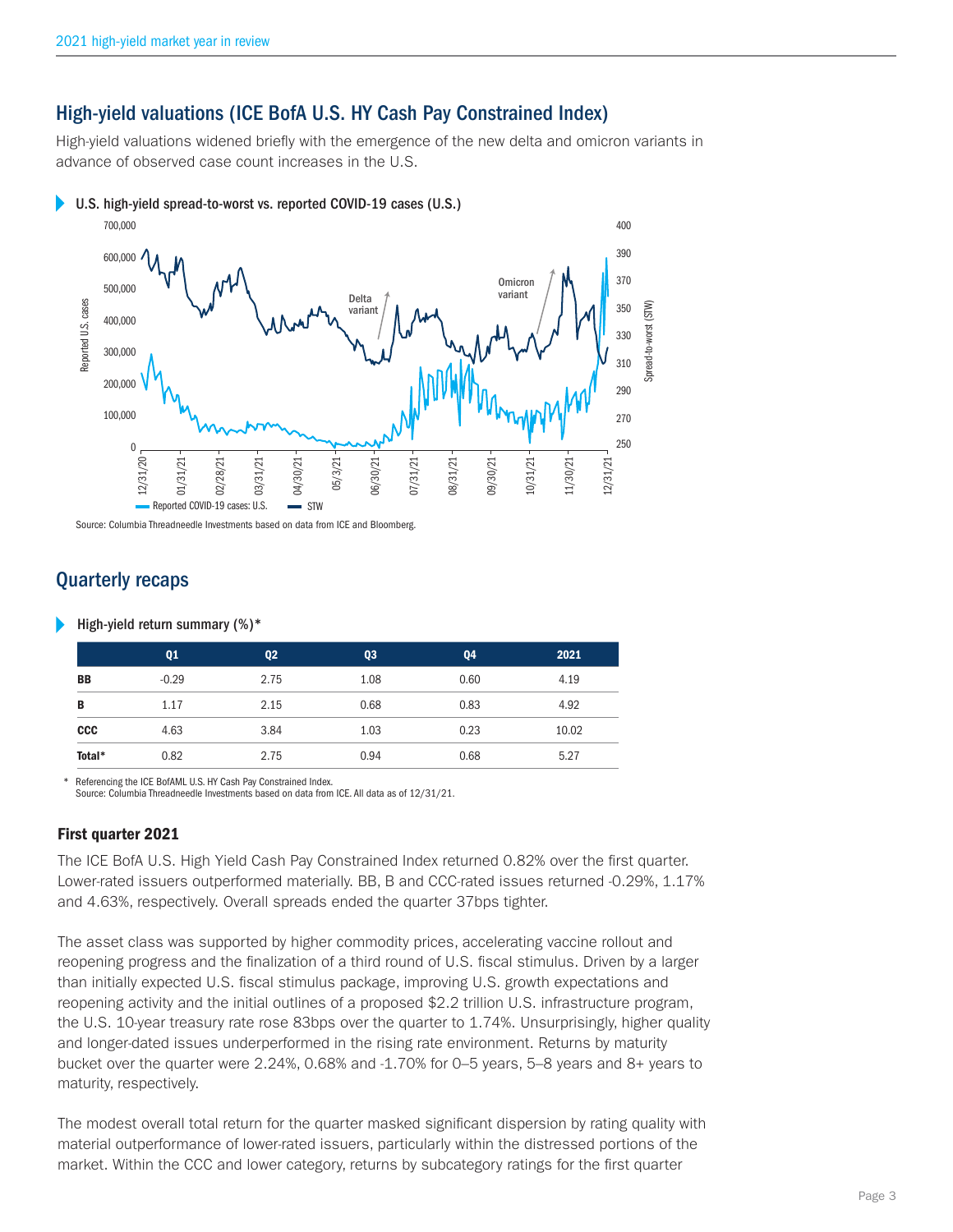## High-yield valuations (ICE BofA U.S. HY Cash Pay Constrained Index)

High-yield valuations widened briefly with the emergence of the new delta and omicron variants in advance of observed case count increases in the U.S.

### U.S. high-yield spread-to-worst vs. reported COVID-19 cases (U.S.)

Source: Columbia Threadneedle Investments based on data from ICE and Bloomberg.

## Quarterly recaps

### High-yield return summary (%)*

| | Q1 | Q2 | Q3 | Q4 | 2021 |
|---|---|---|---|---|---|
| **BB** | -0.29 | 2.75 | 1.08 | 0.60 | 4.19 |
| **B** | 1.17 | 2.15 | 0.68 | 0.83 | 4.92 |
| **CCC** | 4.63 | 3.84 | 1.03 | 0.23 | 10.02 |
| **Total*** | 0.82 | 2.75 | 0.94 | 0.68 | 5.27 |

\* Referencing the ICE BofAML U.S. HY Cash Pay Constrained Index.
Source: Columbia Threadneedle Investments based on data from ICE. All data as of 12/31/21.

**First quarter 2021**

The ICE BofA U.S. High Yield Cash Pay Constrained Index returned 0.82% over the first quarter. Lower-rated issuers outperformed materially. BB, B and CCC-rated issues returned -0.29%, 1.17% and 4.63%, respectively. Overall spreads ended the quarter 37bps tighter.

The asset class was supported by higher commodity prices, accelerating vaccine rollout and reopening progress and the finalization of a third round of U.S. fiscal stimulus. Driven by a larger than initially expected U.S. fiscal stimulus package, improving U.S. growth expectations and reopening activity and the initial outlines of a proposed $2.2 trillion U.S. infrastructure program, the U.S. 10-year treasury rate rose 83bps over the quarter to 1.74%. Unsurprisingly, higher quality and longer-dated issues underperformed in the rising rate environment. Returns by maturity bucket over the quarter were 2.24%, 0.68% and -1.70% for 0–5 years, 5–8 years and 8+ years to maturity, respectively.

The modest overall total return for the quarter masked significant dispersion by rating quality with material outperformance of lower-rated issuers, particularly within the distressed portions of the market. Within the CCC and lower category, returns by subcategory ratings for the first quarter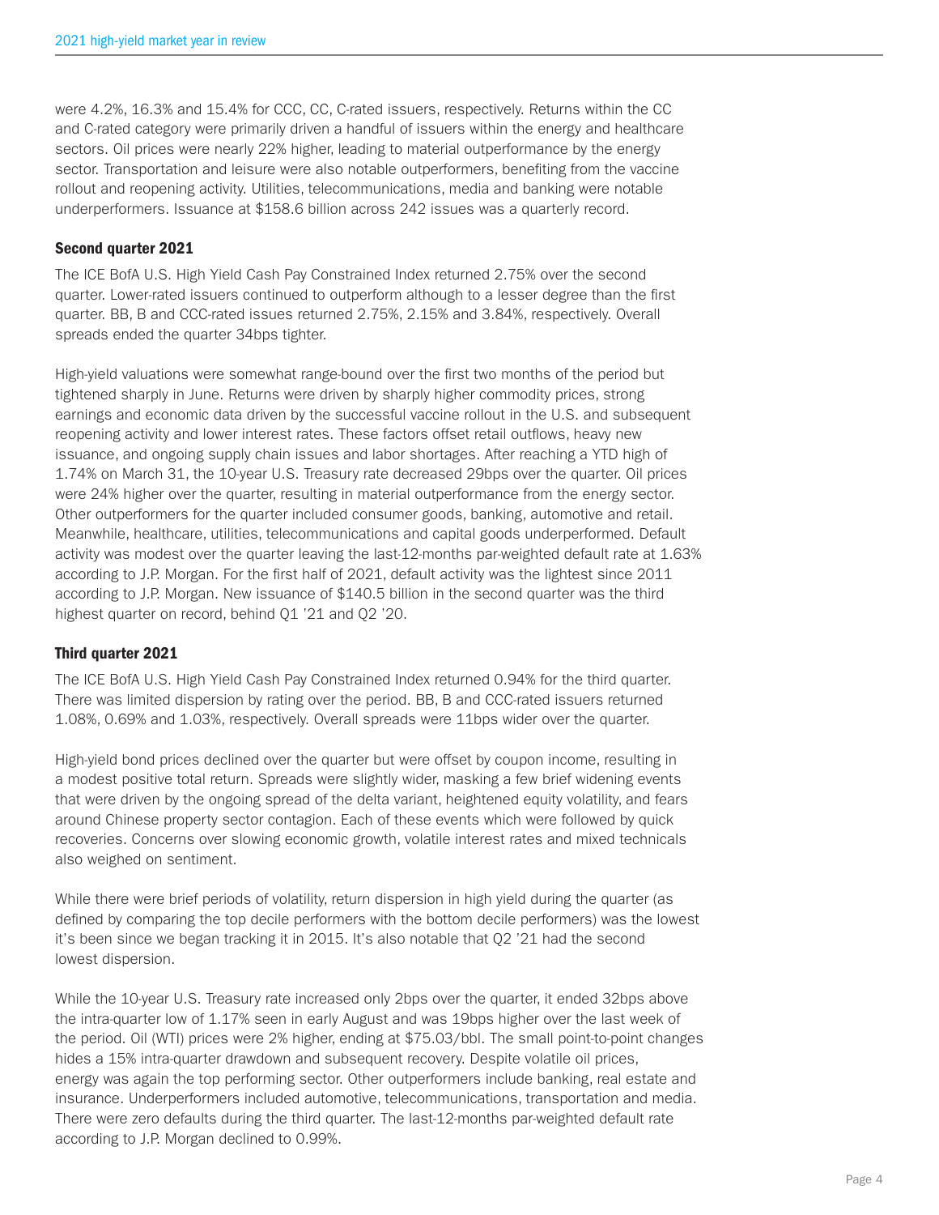were 4.2%, 16.3% and 15.4% for CCC, CC, C-rated issuers, respectively. Returns within the CC and C-rated category were primarily driven a handful of issuers within the energy and healthcare sectors. Oil prices were nearly 22% higher, leading to material outperformance by the energy sector. Transportation and leisure were also notable outperformers, benefiting from the vaccine rollout and reopening activity. Utilities, telecommunications, media and banking were notable underperformers. Issuance at $158.6 billion across 242 issues was a quarterly record.

### Second quarter 2021

The ICE BofA U.S. High Yield Cash Pay Constrained Index returned 2.75% over the second quarter. Lower-rated issuers continued to outperform although to a lesser degree than the first quarter. BB, B and CCC-rated issues returned 2.75%, 2.15% and 3.84%, respectively. Overall spreads ended the quarter 34bps tighter.

High-yield valuations were somewhat range-bound over the first two months of the period but tightened sharply in June. Returns were driven by sharply higher commodity prices, strong earnings and economic data driven by the successful vaccine rollout in the U.S. and subsequent reopening activity and lower interest rates. These factors offset retail outflows, heavy new issuance, and ongoing supply chain issues and labor shortages. After reaching a YTD high of 1.74% on March 31, the 10-year U.S. Treasury rate decreased 29bps over the quarter. Oil prices were 24% higher over the quarter, resulting in material outperformance from the energy sector. Other outperformers for the quarter included consumer goods, banking, automotive and retail. Meanwhile, healthcare, utilities, telecommunications and capital goods underperformed. Default activity was modest over the quarter leaving the last-12-months par-weighted default rate at 1.63% according to J.P. Morgan. For the first half of 2021, default activity was the lightest since 2011 according to J.P. Morgan. New issuance of $140.5 billion in the second quarter was the third highest quarter on record, behind Q1 '21 and Q2 '20.

### Third quarter 2021

The ICE BofA U.S. High Yield Cash Pay Constrained Index returned 0.94% for the third quarter. There was limited dispersion by rating over the period. BB, B and CCC-rated issuers returned 1.08%, 0.69% and 1.03%, respectively. Overall spreads were 11bps wider over the quarter.

High-yield bond prices declined over the quarter but were offset by coupon income, resulting in a modest positive total return. Spreads were slightly wider, masking a few brief widening events that were driven by the ongoing spread of the delta variant, heightened equity volatility, and fears around Chinese property sector contagion. Each of these events which were followed by quick recoveries. Concerns over slowing economic growth, volatile interest rates and mixed technicals also weighed on sentiment.

While there were brief periods of volatility, return dispersion in high yield during the quarter (as defined by comparing the top decile performers with the bottom decile performers) was the lowest it's been since we began tracking it in 2015. It's also notable that Q2 '21 had the second lowest dispersion.

While the 10-year U.S. Treasury rate increased only 2bps over the quarter, it ended 32bps above the intra-quarter low of 1.17% seen in early August and was 19bps higher over the last week of the period. Oil (WTI) prices were 2% higher, ending at $75.03/bbl. The small point-to-point changes hides a 15% intra-quarter drawdown and subsequent recovery. Despite volatile oil prices, energy was again the top performing sector. Other outperformers include banking, real estate and insurance. Underperformers included automotive, telecommunications, transportation and media. There were zero defaults during the third quarter. The last-12-months par-weighted default rate according to J.P. Morgan declined to 0.99%.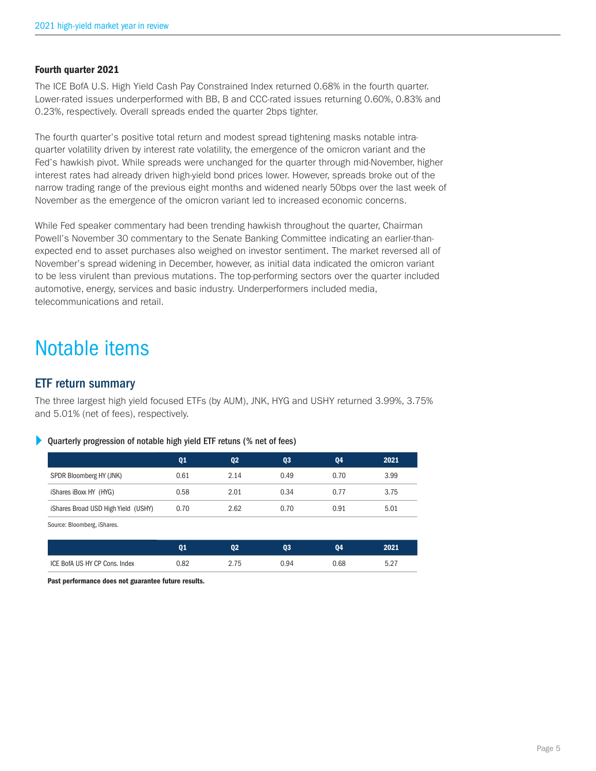### Fourth quarter 2021

The ICE BofA U.S. High Yield Cash Pay Constrained Index returned 0.68% in the fourth quarter. Lower-rated issues underperformed with BB, B and CCC-rated issues returning 0.60%, 0.83% and 0.23%, respectively. Overall spreads ended the quarter 2bps tighter.

The fourth quarter's positive total return and modest spread tightening masks notable intra-quarter volatility driven by interest rate volatility, the emergence of the omicron variant and the Fed's hawkish pivot. While spreads were unchanged for the quarter through mid-November, higher interest rates had already driven high-yield bond prices lower. However, spreads broke out of the narrow trading range of the previous eight months and widened nearly 50bps over the last week of November as the emergence of the omicron variant led to increased economic concerns.

While Fed speaker commentary had been trending hawkish throughout the quarter, Chairman Powell's November 30 commentary to the Senate Banking Committee indicating an earlier-than-expected end to asset purchases also weighed on investor sentiment. The market reversed all of November's spread widening in December, however, as initial data indicated the omicron variant to be less virulent than previous mutations. The top-performing sectors over the quarter included automotive, energy, services and basic industry. Underperformers included media, telecommunications and retail.

# Notable items

## ETF return summary

The three largest high yield focused ETFs (by AUM), JNK, HYG and USHY returned 3.99%, 3.75% and 5.01% (net of fees), respectively.

**Quarterly progression of notable high yield ETF retuns (% net of fees)**

| | Q1 | Q2 | Q3 | Q4 | 2021 |
|---|---|---|---|---|---|
| SPDR Bloomberg HY (JNK) | 0.61 | 2.14 | 0.49 | 0.70 | 3.99 |
| iShares iBoxx HY (HYG) | 0.58 | 2.01 | 0.34 | 0.77 | 3.75 |
| iShares Broad USD High Yield (USHY) | 0.70 | 2.62 | 0.70 | 0.91 | 5.01 |

Source: Bloomberg, iShares.

| | Q1 | Q2 | Q3 | Q4 | 2021 |
|---|---|---|---|---|---|
| ICE BofA US HY CP Cons. Index | 0.82 | 2.75 | 0.94 | 0.68 | 5.27 |

**Past performance does not guarantee future results.**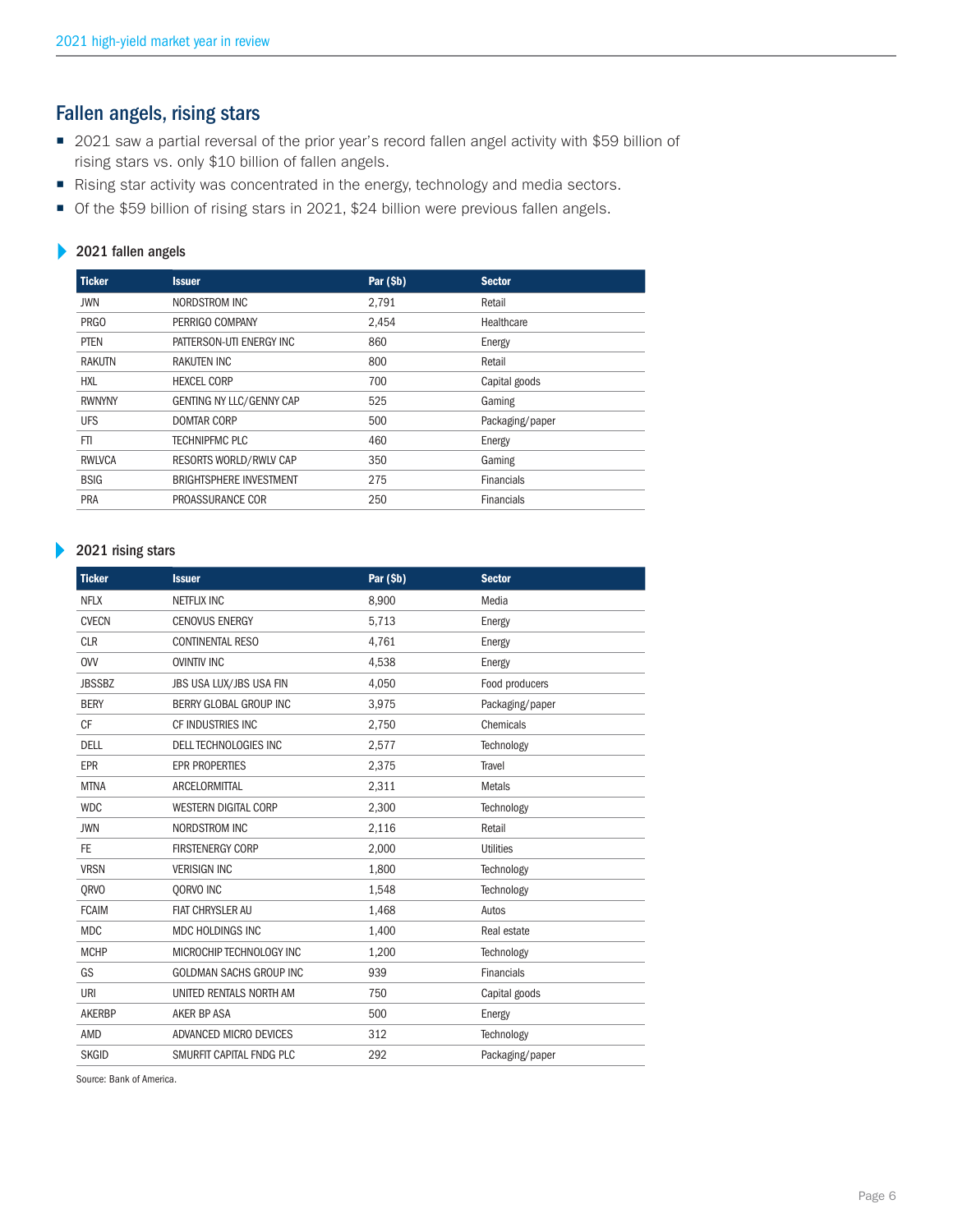## Fallen angels, rising stars

- 2021 saw a partial reversal of the prior year's record fallen angel activity with $59 billion of rising stars vs. only $10 billion of fallen angels.
- Rising star activity was concentrated in the energy, technology and media sectors.
- Of the $59 billion of rising stars in 2021, $24 billion were previous fallen angels.

### 2021 fallen angels

| Ticker | Issuer | Par ($b) | Sector |
|---|---|---|---|
| JWN | NORDSTROM INC | 2,791 | Retail |
| PRGO | PERRIGO COMPANY | 2,454 | Healthcare |
| PTEN | PATTERSON-UTI ENERGY INC | 860 | Energy |
| RAKUTN | RAKUTEN INC | 800 | Retail |
| HXL | HEXCEL CORP | 700 | Capital goods |
| RWNYNY | GENTING NY LLC/GENNY CAP | 525 | Gaming |
| UFS | DOMTAR CORP | 500 | Packaging/paper |
| FTI | TECHNIPFMC PLC | 460 | Energy |
| RWLVCA | RESORTS WORLD/RWLV CAP | 350 | Gaming |
| BSIG | BRIGHTSPHERE INVESTMENT | 275 | Financials |
| PRA | PROASSURANCE COR | 250 | Financials |

### 2021 rising stars

| Ticker | Issuer | Par ($b) | Sector |
|---|---|---|---|
| NFLX | NETFLIX INC | 8,900 | Media |
| CVECN | CENOVUS ENERGY | 5,713 | Energy |
| CLR | CONTINENTAL RESO | 4,761 | Energy |
| OVV | OVINTIV INC | 4,538 | Energy |
| JBSSBZ | JBS USA LUX/JBS USA FIN | 4,050 | Food producers |
| BERY | BERRY GLOBAL GROUP INC | 3,975 | Packaging/paper |
| CF | CF INDUSTRIES INC | 2,750 | Chemicals |
| DELL | DELL TECHNOLOGIES INC | 2,577 | Technology |
| EPR | EPR PROPERTIES | 2,375 | Travel |
| MTNA | ARCELORMITTAL | 2,311 | Metals |
| WDC | WESTERN DIGITAL CORP | 2,300 | Technology |
| JWN | NORDSTROM INC | 2,116 | Retail |
| FE | FIRSTENERGY CORP | 2,000 | Utilities |
| VRSN | VERISIGN INC | 1,800 | Technology |
| QRVO | QORVO INC | 1,548 | Technology |
| FCAIM | FIAT CHRYSLER AU | 1,468 | Autos |
| MDC | MDC HOLDINGS INC | 1,400 | Real estate |
| MCHP | MICROCHIP TECHNOLOGY INC | 1,200 | Technology |
| GS | GOLDMAN SACHS GROUP INC | 939 | Financials |
| URI | UNITED RENTALS NORTH AM | 750 | Capital goods |
| AKERBP | AKER BP ASA | 500 | Energy |
| AMD | ADVANCED MICRO DEVICES | 312 | Technology |
| SKGID | SMURFIT CAPITAL FNDG PLC | 292 | Packaging/paper |

Source: Bank of America.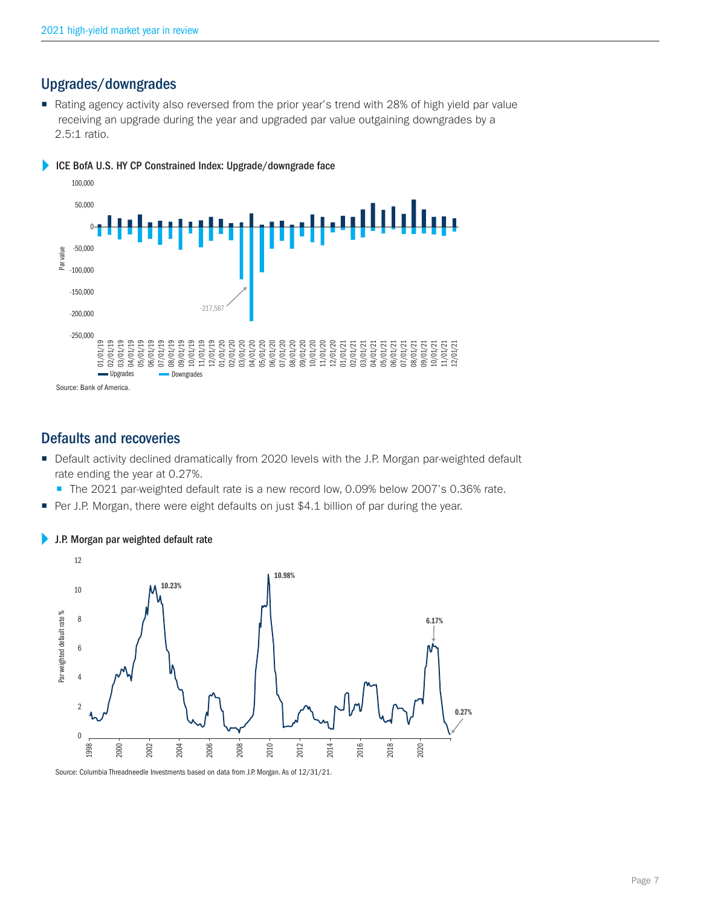## Upgrades/downgrades

- Rating agency activity also reversed from the prior year's trend with 28% of high yield par value receiving an upgrade during the year and upgraded par value outgaining downgrades by a 2.5:1 ratio.

**ICE BofA U.S. HY CP Constrained Index: Upgrade/downgrade face**

Source: Bank of America.

## Defaults and recoveries

- Default activity declined dramatically from 2020 levels with the J.P. Morgan par-weighted default rate ending the year at 0.27%.
  - The 2021 par-weighted default rate is a new record low, 0.09% below 2007's 0.36% rate.
- Per J.P. Morgan, there were eight defaults on just $4.1 billion of par during the year.

**J.P. Morgan par weighted default rate**

Source: Columbia Threadneedle Investments based on data from J.P. Morgan. As of 12/31/21.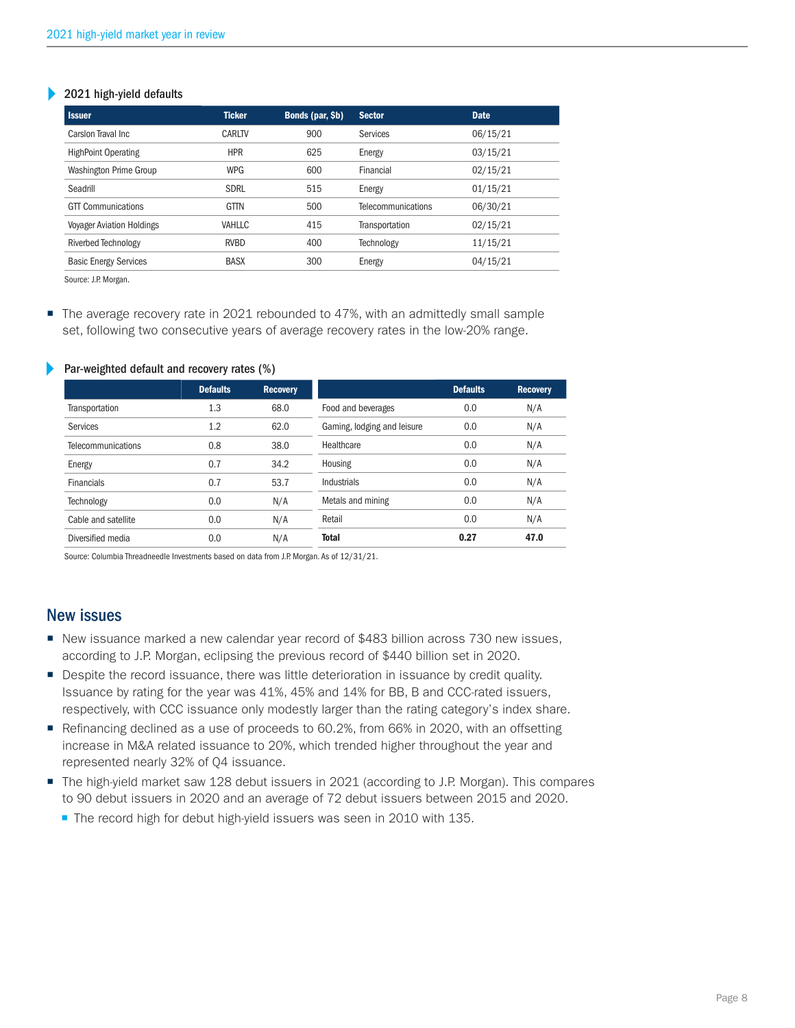### 2021 high-yield defaults

| Issuer | Ticker | Bonds (par, $b) | Sector | Date |
|---|---|---|---|---|
| Carlson Traval Inc | CARLTV | 900 | Services | 06/15/21 |
| HighPoint Operating | HPR | 625 | Energy | 03/15/21 |
| Washington Prime Group | WPG | 600 | Financial | 02/15/21 |
| Seadrill | SDRL | 515 | Energy | 01/15/21 |
| GTT Communications | GTTN | 500 | Telecommunications | 06/30/21 |
| Voyager Aviation Holdings | VAHLLC | 415 | Transportation | 02/15/21 |
| Riverbed Technology | RVBD | 400 | Technology | 11/15/21 |
| Basic Energy Services | BASX | 300 | Energy | 04/15/21 |

Source: J.P. Morgan.

- The average recovery rate in 2021 rebounded to 47%, with an admittedly small sample set, following two consecutive years of average recovery rates in the low-20% range.

### Par-weighted default and recovery rates (%)

| | Defaults | Recovery |
|---|---|---|
| Transportation | 1.3 | 68.0 |
| Services | 1.2 | 62.0 |
| Telecommunications | 0.8 | 38.0 |
| Energy | 0.7 | 34.2 |
| Financials | 0.7 | 53.7 |
| Technology | 0.0 | N/A |
| Cable and satellite | 0.0 | N/A |
| Diversified media | 0.0 | N/A |
| Food and beverages | 0.0 | N/A |
| Gaming, lodging and leisure | 0.0 | N/A |
| Healthcare | 0.0 | N/A |
| Housing | 0.0 | N/A |
| Industrials | 0.0 | N/A |
| Metals and mining | 0.0 | N/A |
| Retail | 0.0 | N/A |
| **Total** | **0.27** | **47.0** |

Source: Columbia Threadneedle Investments based on data from J.P. Morgan. As of 12/31/21.

## New issues

- New issuance marked a new calendar year record of $483 billion across 730 new issues, according to J.P. Morgan, eclipsing the previous record of $440 billion set in 2020.
- Despite the record issuance, there was little deterioration in issuance by credit quality. Issuance by rating for the year was 41%, 45% and 14% for BB, B and CCC-rated issuers, respectively, with CCC issuance only modestly larger than the rating category's index share.
- Refinancing declined as a use of proceeds to 60.2%, from 66% in 2020, with an offsetting increase in M&A related issuance to 20%, which trended higher throughout the year and represented nearly 32% of Q4 issuance.
- The high-yield market saw 128 debut issuers in 2021 (according to J.P. Morgan). This compares to 90 debut issuers in 2020 and an average of 72 debut issuers between 2015 and 2020.
  - The record high for debut high-yield issuers was seen in 2010 with 135.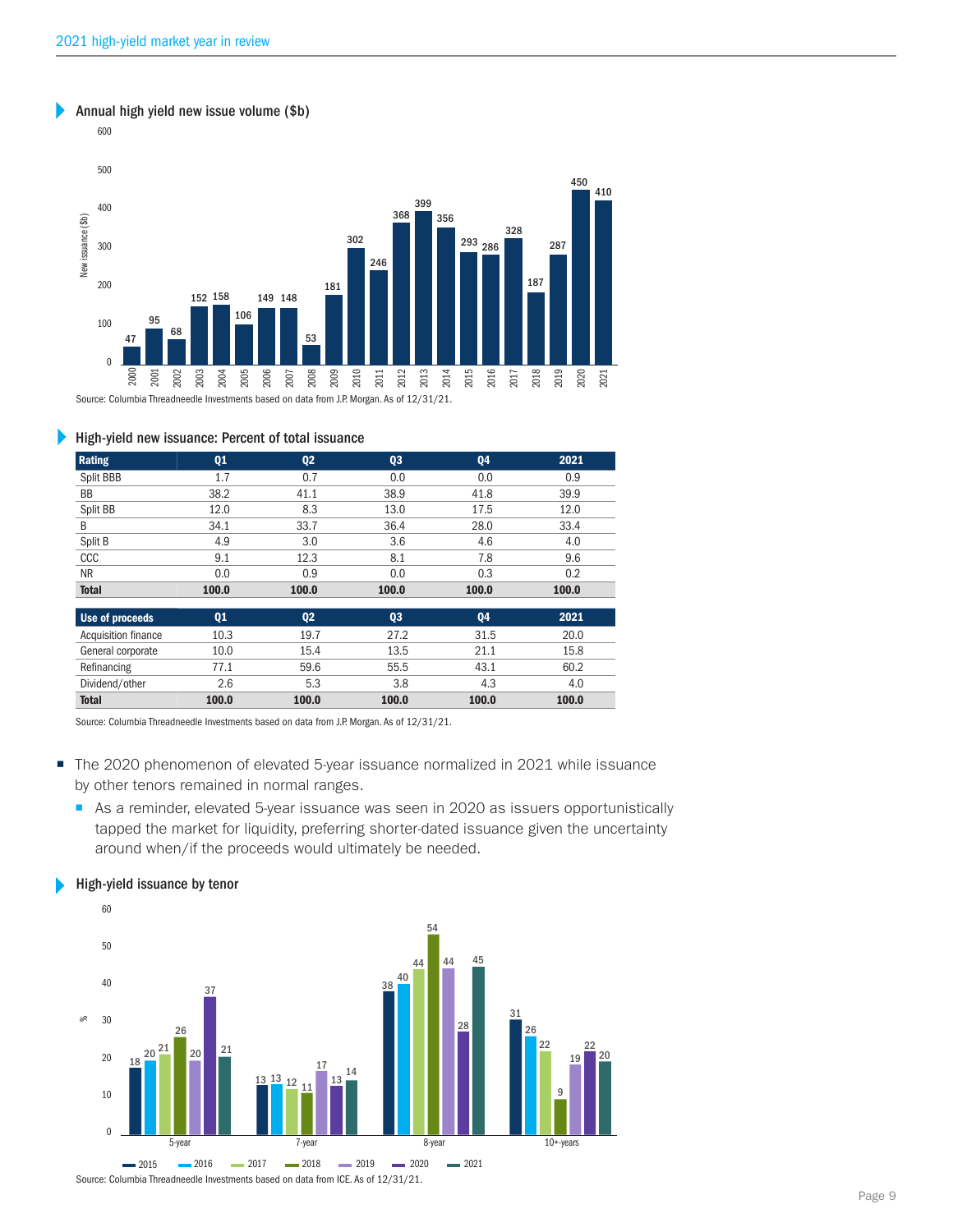### Annual high yield new issue volume ($b)

| Year | New issuance ($b) |
|---|---|
| 2000 | 47 |
| 2001 | 95 |
| 2002 | 68 |
| 2003 | 152 |
| 2004 | 158 |
| 2005 | 106 |
| 2006 | 149 |
| 2007 | 148 |
| 2008 | 53 |
| 2009 | 181 |
| 2010 | 302 |
| 2011 | 246 |
| 2012 | 368 |
| 2013 | 399 |
| 2014 | 356 |
| 2015 | 293 |
| 2016 | 286 |
| 2017 | 328 |
| 2018 | 187 |
| 2019 | 287 |
| 2020 | 450 |
| 2021 | 410 |

Source: Columbia Threadneedle Investments based on data from J.P. Morgan. As of 12/31/21.

### High-yield new issuance: Percent of total issuance

| Rating | Q1 | Q2 | Q3 | Q4 | 2021 |
|---|---|---|---|---|---|
| Split BBB | 1.7 | 0.7 | 0.0 | 0.0 | 0.9 |
| BB | 38.2 | 41.1 | 38.9 | 41.8 | 39.9 |
| Split BB | 12.0 | 8.3 | 13.0 | 17.5 | 12.0 |
| B | 34.1 | 33.7 | 36.4 | 28.0 | 33.4 |
| Split B | 4.9 | 3.0 | 3.6 | 4.6 | 4.0 |
| CCC | 9.1 | 12.3 | 8.1 | 7.8 | 9.6 |
| NR | 0.0 | 0.9 | 0.0 | 0.3 | 0.2 |
| **Total** | **100.0** | **100.0** | **100.0** | **100.0** | **100.0** |

| Use of proceeds | Q1 | Q2 | Q3 | Q4 | 2021 |
|---|---|---|---|---|---|
| Acquisition finance | 10.3 | 19.7 | 27.2 | 31.5 | 20.0 |
| General corporate | 10.0 | 15.4 | 13.5 | 21.1 | 15.8 |
| Refinancing | 77.1 | 59.6 | 55.5 | 43.1 | 60.2 |
| Dividend/other | 2.6 | 5.3 | 3.8 | 4.3 | 4.0 |
| **Total** | **100.0** | **100.0** | **100.0** | **100.0** | **100.0** |

Source: Columbia Threadneedle Investments based on data from J.P. Morgan. As of 12/31/21.

- The 2020 phenomenon of elevated 5-year issuance normalized in 2021 while issuance by other tenors remained in normal ranges.
  - As a reminder, elevated 5-year issuance was seen in 2020 as issuers opportunistically tapped the market for liquidity, preferring shorter-dated issuance given the uncertainty around when/if the proceeds would ultimately be needed.

### High-yield issuance by tenor

| Tenor (%) | 2015 | 2016 | 2017 | 2018 | 2019 | 2020 | 2021 |
|---|---|---|---|---|---|---|---|
| 5-year | 18 | 20 | 21 | 26 | 20 | 37 | 21 |
| 7-year | 13 | 13 | 12 | 11 | 17 | 13 | 14 |
| 8-year | 38 | 40 | 44 | 54 | 44 | 28 | 45 |
| 10+-years | 31 | 26 | 22 | 9 | 19 | 22 | 20 |

Source: Columbia Threadneedle Investments based on data from ICE. As of 12/31/21.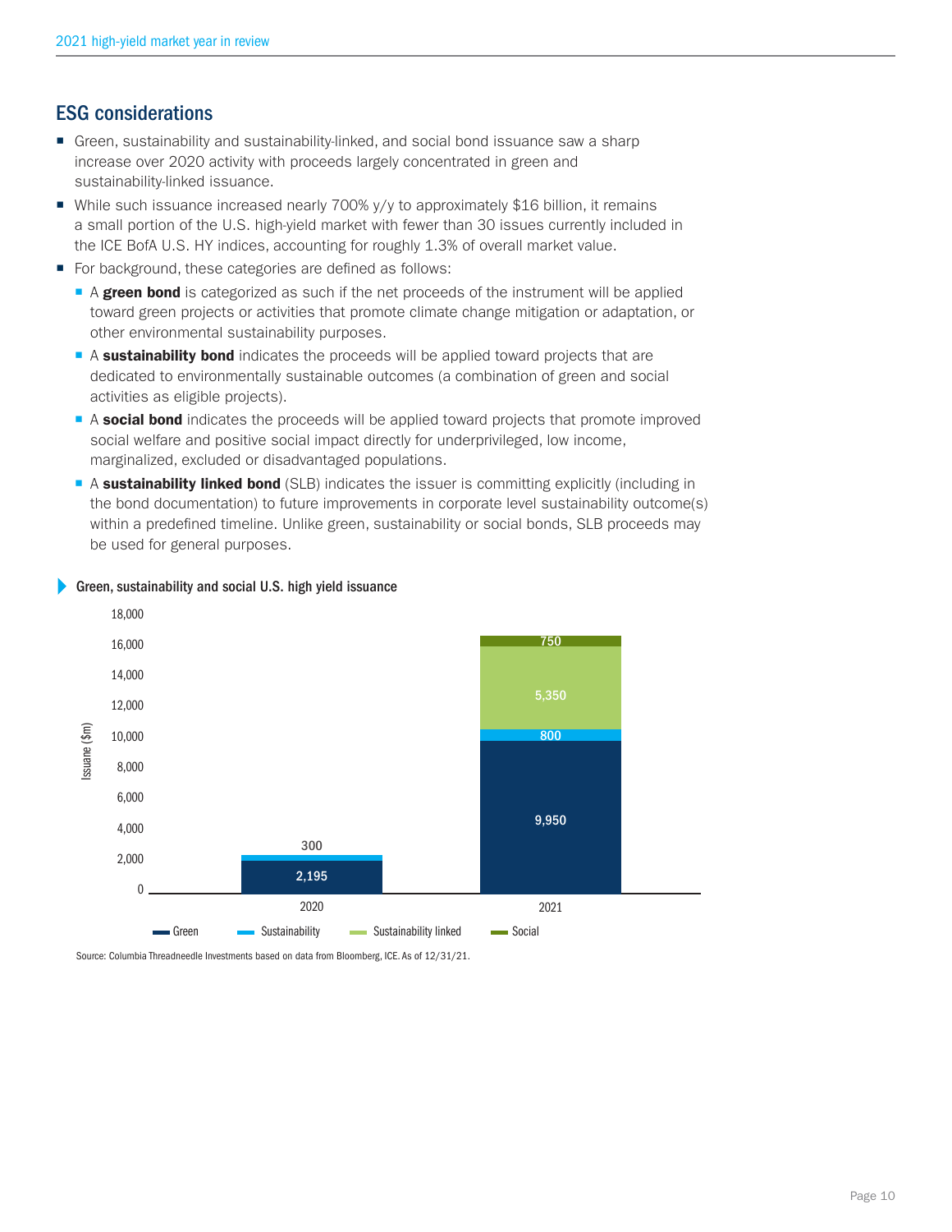## ESG considerations

- Green, sustainability and sustainability-linked, and social bond issuance saw a sharp increase over 2020 activity with proceeds largely concentrated in green and sustainability-linked issuance.
- While such issuance increased nearly 700% y/y to approximately $16 billion, it remains a small portion of the U.S. high-yield market with fewer than 30 issues currently included in the ICE BofA U.S. HY indices, accounting for roughly 1.3% of overall market value.
- For background, these categories are defined as follows:
  - A **green bond** is categorized as such if the net proceeds of the instrument will be applied toward green projects or activities that promote climate change mitigation or adaptation, or other environmental sustainability purposes.
  - A **sustainability bond** indicates the proceeds will be applied toward projects that are dedicated to environmentally sustainable outcomes (a combination of green and social activities as eligible projects).
  - A **social bond** indicates the proceeds will be applied toward projects that promote improved social welfare and positive social impact directly for underprivileged, low income, marginalized, excluded or disadvantaged populations.
  - A **sustainability linked bond** (SLB) indicates the issuer is committing explicitly (including in the bond documentation) to future improvements in corporate level sustainability outcome(s) within a predefined timeline. Unlike green, sustainability or social bonds, SLB proceeds may be used for general purposes.

**Green, sustainability and social U.S. high yield issuance**

Issuane ($m)

| | Green | Sustainability | Sustainability linked | Social |
|---|---|---|---|---|
| 2020 | 2,195 | 300 | | |
| 2021 | 9,950 | 800 | 5,350 | 750 |

Source: Columbia Threadneedle Investments based on data from Bloomberg, ICE. As of 12/31/21.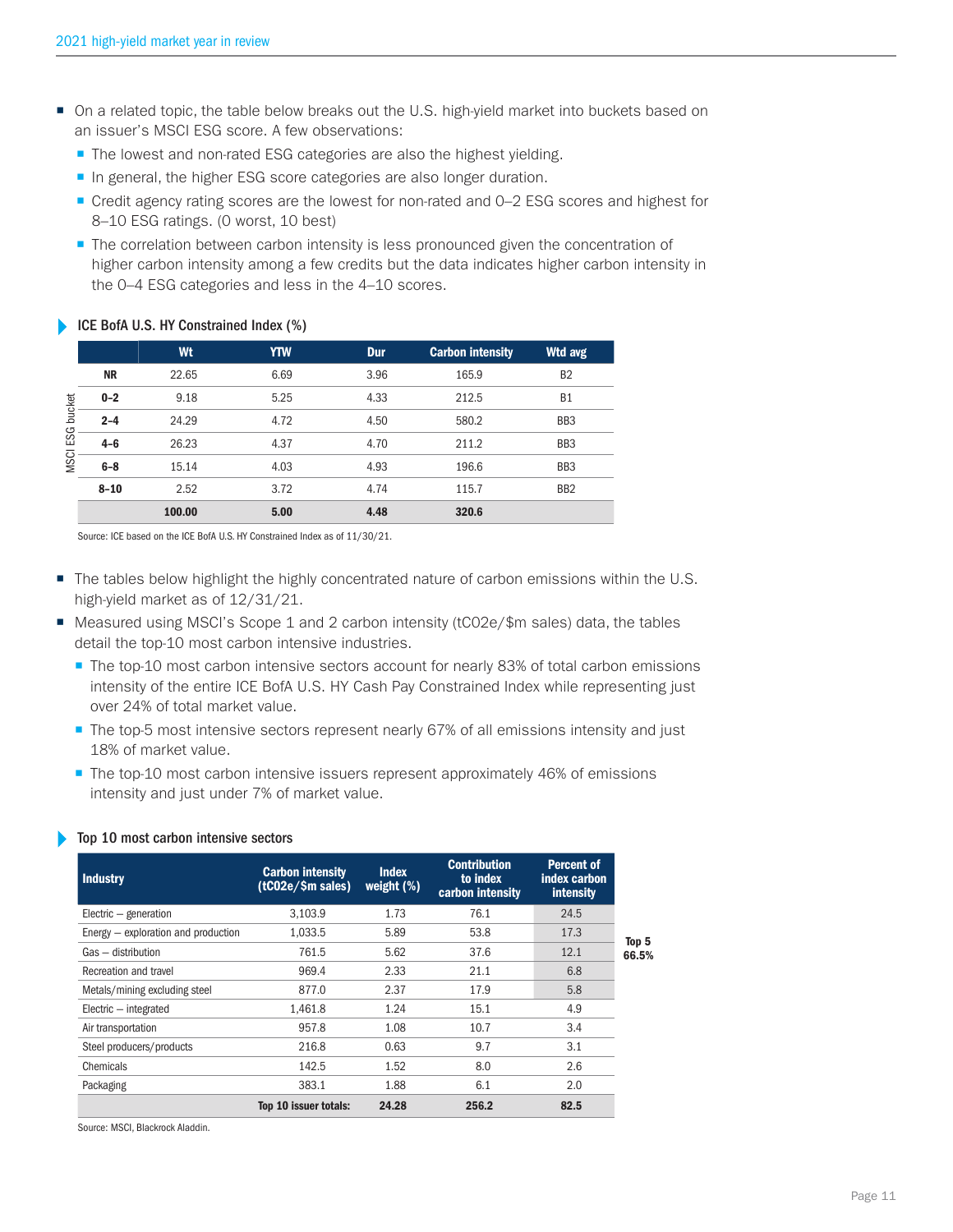- On a related topic, the table below breaks out the U.S. high-yield market into buckets based on an issuer's MSCI ESG score. A few observations:
  - The lowest and non-rated ESG categories are also the highest yielding.
  - In general, the higher ESG score categories are also longer duration.
  - Credit agency rating scores are the lowest for non-rated and 0–2 ESG scores and highest for 8–10 ESG ratings. (0 worst, 10 best)
  - The correlation between carbon intensity is less pronounced given the concentration of higher carbon intensity among a few credits but the data indicates higher carbon intensity in the 0–4 ESG categories and less in the 4–10 scores.

### ICE BofA U.S. HY Constrained Index (%)

| MSCI ESG bucket | Wt | YTW | Dur | Carbon intensity | Wtd avg |
|---|---|---|---|---|---|
| **NR** | 22.65 | 6.69 | 3.96 | 165.9 | B2 |
| **0–2** | 9.18 | 5.25 | 4.33 | 212.5 | B1 |
| **2–4** | 24.29 | 4.72 | 4.50 | 580.2 | BB3 |
| **4–6** | 26.23 | 4.37 | 4.70 | 211.2 | BB3 |
| **6–8** | 15.14 | 4.03 | 4.93 | 196.6 | BB3 |
| **8–10** | 2.52 | 3.72 | 4.74 | 115.7 | BB2 |
| | **100.00** | **5.00** | **4.48** | **320.6** | |

Source: ICE based on the ICE BofA U.S. HY Constrained Index as of 11/30/21.

- The tables below highlight the highly concentrated nature of carbon emissions within the U.S. high-yield market as of 12/31/21.
- Measured using MSCI's Scope 1 and 2 carbon intensity (tC02e/$m sales) data, the tables detail the top-10 most carbon intensive industries.
  - The top-10 most carbon intensive sectors account for nearly 83% of total carbon emissions intensity of the entire ICE BofA U.S. HY Cash Pay Constrained Index while representing just over 24% of total market value.
  - The top-5 most intensive sectors represent nearly 67% of all emissions intensity and just 18% of market value.
  - The top-10 most carbon intensive issuers represent approximately 46% of emissions intensity and just under 7% of market value.

### Top 10 most carbon intensive sectors

| Industry | Carbon intensity (tC02e/$m sales) | Index weight (%) | Contribution to index carbon intensity | Percent of index carbon intensity |
|---|---|---|---|---|
| Electric – generation | 3,103.9 | 1.73 | 76.1 | 24.5 |
| Energy – exploration and production | 1,033.5 | 5.89 | 53.8 | 17.3 |
| Gas – distribution | 761.5 | 5.62 | 37.6 | 12.1 |
| Recreation and travel | 969.4 | 2.33 | 21.1 | 6.8 |
| Metals/mining excluding steel | 877.0 | 2.37 | 17.9 | 5.8 |
| Electric – integrated | 1,461.8 | 1.24 | 15.1 | 4.9 |
| Air transportation | 957.8 | 1.08 | 10.7 | 3.4 |
| Steel producers/products | 216.8 | 0.63 | 9.7 | 3.1 |
| Chemicals | 142.5 | 1.52 | 8.0 | 2.6 |
| Packaging | 383.1 | 1.88 | 6.1 | 2.0 |
| **Top 10 issuer totals:** | | **24.28** | **256.2** | **82.5** |

**Top 5 66.5%**

Source: MSCI, Blackrock Aladdin.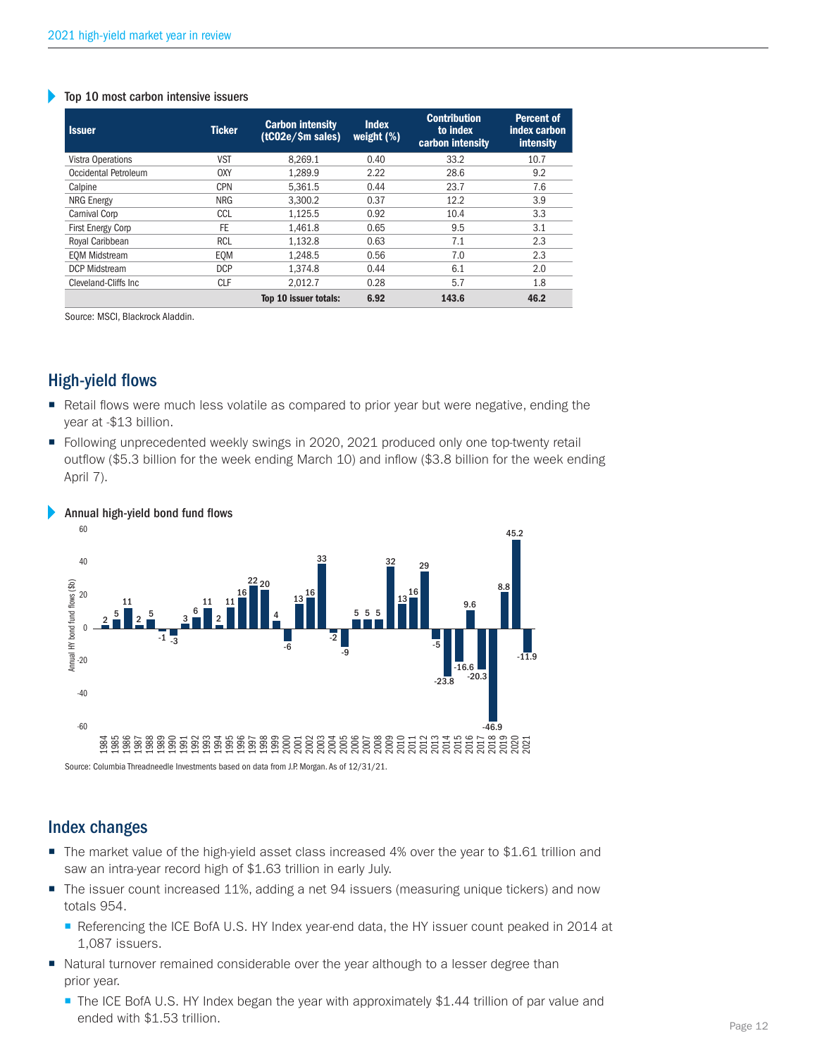### Top 10 most carbon intensive issuers

| Issuer | Ticker | Carbon intensity (tC02e/$m sales) | Index weight (%) | Contribution to index carbon intensity | Percent of index carbon intensity |
|---|---|---|---|---|---|
| Vistra Operations | VST | 8,269.1 | 0.40 | 33.2 | 10.7 |
| Occidental Petroleum | OXY | 1,289.9 | 2.22 | 28.6 | 9.2 |
| Calpine | CPN | 5,361.5 | 0.44 | 23.7 | 7.6 |
| NRG Energy | NRG | 3,300.2 | 0.37 | 12.2 | 3.9 |
| Carnival Corp | CCL | 1,125.5 | 0.92 | 10.4 | 3.3 |
| First Energy Corp | FE | 1,461.8 | 0.65 | 9.5 | 3.1 |
| Royal Caribbean | RCL | 1,132.8 | 0.63 | 7.1 | 2.3 |
| EQM Midstream | EQM | 1,248.5 | 0.56 | 7.0 | 2.3 |
| DCP Midstream | DCP | 1,374.8 | 0.44 | 6.1 | 2.0 |
| Cleveland-Cliffs Inc | CLF | 2,012.7 | 0.28 | 5.7 | 1.8 |
| | | **Top 10 issuer totals:** | **6.92** | **143.6** | **46.2** |

Source: MSCI, Blackrock Aladdin.

## High-yield flows

- Retail flows were much less volatile as compared to prior year but were negative, ending the year at -$13 billion.
- Following unprecedented weekly swings in 2020, 2021 produced only one top-twenty retail outflow ($5.3 billion for the week ending March 10) and inflow ($3.8 billion for the week ending April 7).

### Annual high-yield bond fund flows

| Year | Annual HY bond fund flows ($b) |
|---|---|
| 1984 | 2 |
| 1985 | 5 |
| 1986 | 11 |
| 1987 | 2 |
| 1988 | 5 |
| 1989 | -1 |
| 1990 | -3 |
| 1991 | 3 |
| 1992 | 6 |
| 1993 | 11 |
| 1994 | 2 |
| 1995 | 11 |
| 1996 | 16 |
| 1997 | 22 |
| 1998 | 20 |
| 1999 | 4 |
| 2000 | -6 |
| 2001 | 13 |
| 2002 | 16 |
| 2003 | 33 |
| 2004 | -2 |
| 2005 | -9 |
| 2006 | 5 |
| 2007 | 5 |
| 2008 | 5 |
| 2009 | 32 |
| 2010 | 13 |
| 2011 | 16 |
| 2012 | 29 |
| 2013 | -5 |
| 2014 | -23.8 |
| 2015 | -16.6 |
| 2016 | 9.6 |
| 2017 | -20.3 |
| 2018 | -46.9 |
| 2019 | 8.8 |
| 2020 | 45.2 |
| 2021 | -11.9 |

Source: Columbia Threadneedle Investments based on data from J.P. Morgan. As of 12/31/21.

## Index changes

- The market value of the high-yield asset class increased 4% over the year to $1.61 trillion and saw an intra-year record high of $1.63 trillion in early July.
- The issuer count increased 11%, adding a net 94 issuers (measuring unique tickers) and now totals 954.
  - Referencing the ICE BofA U.S. HY Index year-end data, the HY issuer count peaked in 2014 at 1,087 issuers.
- Natural turnover remained considerable over the year although to a lesser degree than prior year.
  - The ICE BofA U.S. HY Index began the year with approximately $1.44 trillion of par value and ended with $1.53 trillion.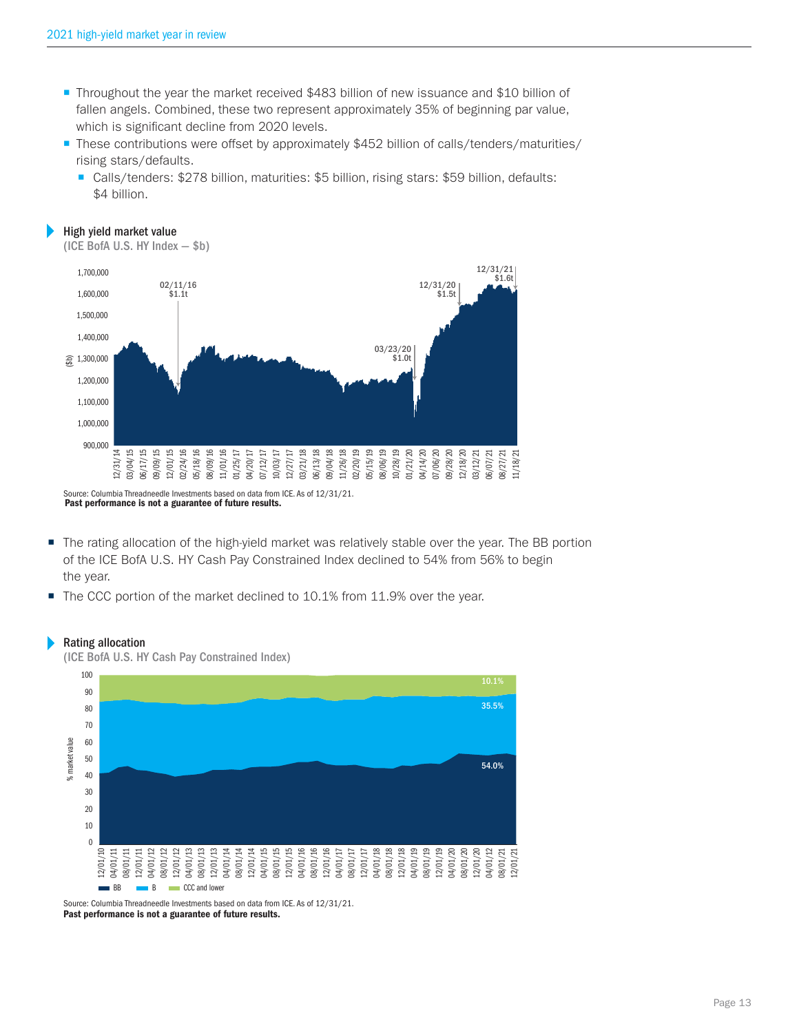- Throughout the year the market received $483 billion of new issuance and $10 billion of fallen angels. Combined, these two represent approximately 35% of beginning par value, which is significant decline from 2020 levels.
- These contributions were offset by approximately $452 billion of calls/tenders/maturities/rising stars/defaults.
  - Calls/tenders: $278 billion, maturities: $5 billion, rising stars: $59 billion, defaults: $4 billion.

**High yield market value**
(ICE BofA U.S. HY Index — $b)

Source: Columbia Threadneedle Investments based on data from ICE. As of 12/31/21.
**Past performance is not a guarantee of future results.**

- The rating allocation of the high-yield market was relatively stable over the year. The BB portion of the ICE BofA U.S. HY Cash Pay Constrained Index declined to 54% from 56% to begin the year.
- The CCC portion of the market declined to 10.1% from 11.9% over the year.

**Rating allocation**
(ICE BofA U.S. HY Cash Pay Constrained Index)

Source: Columbia Threadneedle Investments based on data from ICE. As of 12/31/21.
**Past performance is not a guarantee of future results.**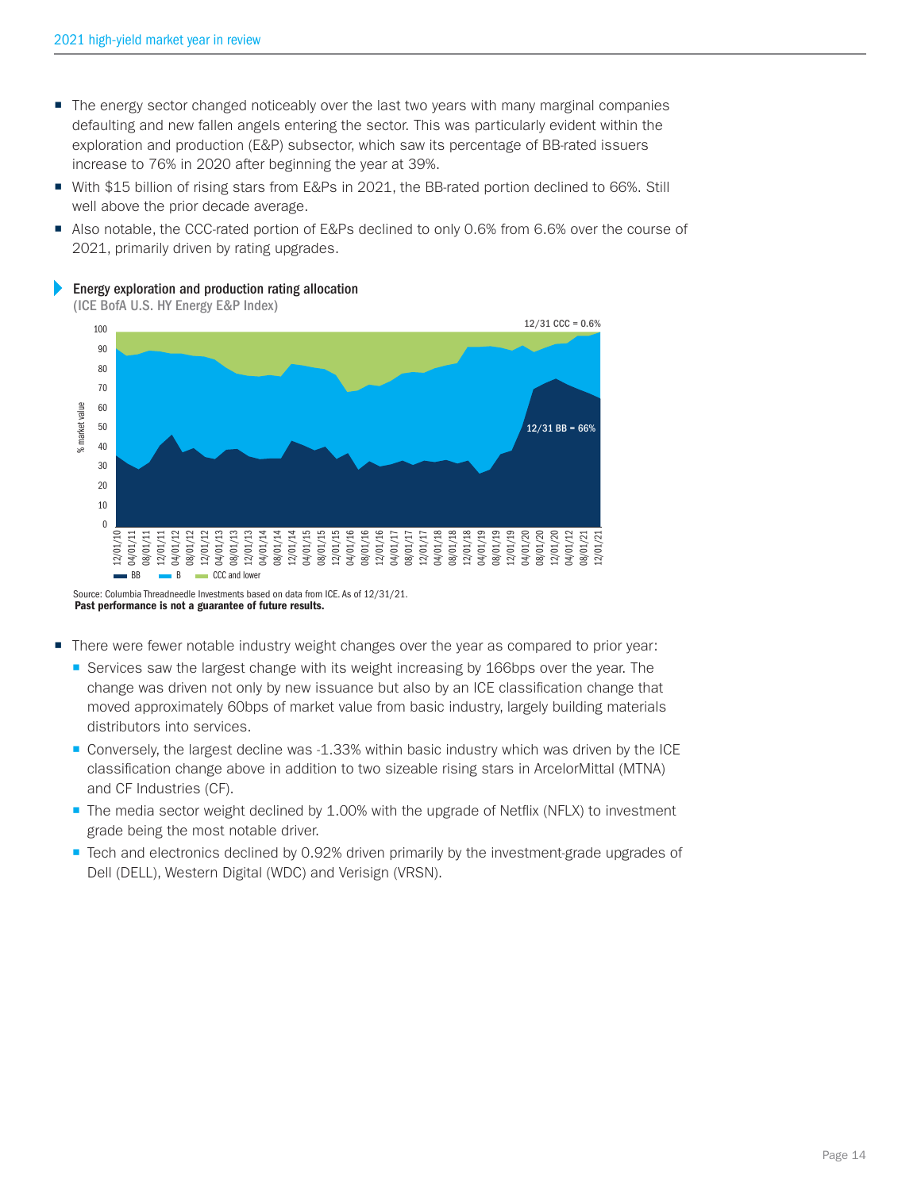- The energy sector changed noticeably over the last two years with many marginal companies defaulting and new fallen angels entering the sector. This was particularly evident within the exploration and production (E&P) subsector, which saw its percentage of BB-rated issuers increase to 76% in 2020 after beginning the year at 39%.
- With $15 billion of rising stars from E&Ps in 2021, the BB-rated portion declined to 66%. Still well above the prior decade average.
- Also notable, the CCC-rated portion of E&Ps declined to only 0.6% from 6.6% over the course of 2021, primarily driven by rating upgrades.

**Energy exploration and production rating allocation**
(ICE BofA U.S. HY Energy E&P Index)

Source: Columbia Threadneedle Investments based on data from ICE. As of 12/31/21.
**Past performance is not a guarantee of future results.**

- There were fewer notable industry weight changes over the year as compared to prior year:
  - Services saw the largest change with its weight increasing by 166bps over the year. The change was driven not only by new issuance but also by an ICE classification change that moved approximately 60bps of market value from basic industry, largely building materials distributors into services.
  - Conversely, the largest decline was -1.33% within basic industry which was driven by the ICE classification change above in addition to two sizeable rising stars in ArcelorMittal (MTNA) and CF Industries (CF).
  - The media sector weight declined by 1.00% with the upgrade of Netflix (NFLX) to investment grade being the most notable driver.
  - Tech and electronics declined by 0.92% driven primarily by the investment-grade upgrades of Dell (DELL), Western Digital (WDC) and Verisign (VRSN).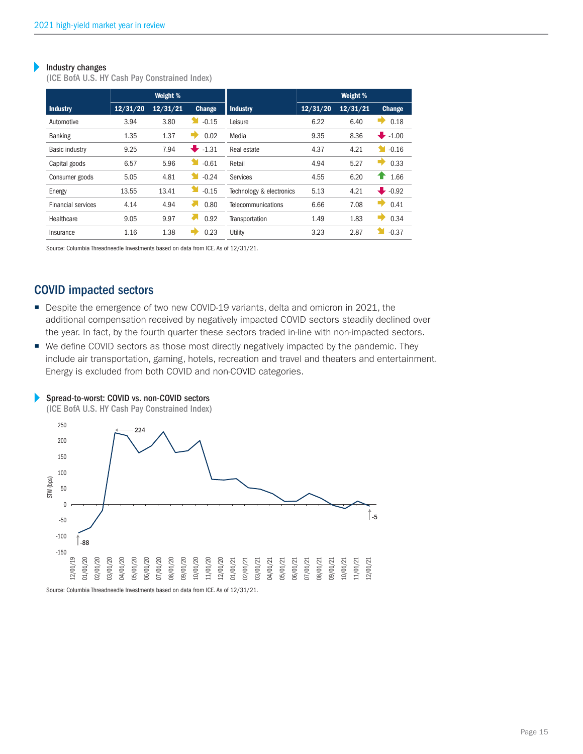### Industry changes

(ICE BofA U.S. HY Cash Pay Constrained Index)

| Industry | Weight % 12/31/20 | Weight % 12/31/21 | Change | Industry | Weight % 12/31/20 | Weight % 12/31/21 | Change |
|---|---|---|---|---|---|---|---|
| Automotive | 3.94 | 3.80 | -0.15 | Leisure | 6.22 | 6.40 | 0.18 |
| Banking | 1.35 | 1.37 | 0.02 | Media | 9.35 | 8.36 | -1.00 |
| Basic industry | 9.25 | 7.94 | -1.31 | Real estate | 4.37 | 4.21 | -0.16 |
| Capital goods | 6.57 | 5.96 | -0.61 | Retail | 4.94 | 5.27 | 0.33 |
| Consumer goods | 5.05 | 4.81 | -0.24 | Services | 4.55 | 6.20 | 1.66 |
| Energy | 13.55 | 13.41 | -0.15 | Technology & electronics | 5.13 | 4.21 | -0.92 |
| Financial services | 4.14 | 4.94 | 0.80 | Telecommunications | 6.66 | 7.08 | 0.41 |
| Healthcare | 9.05 | 9.97 | 0.92 | Transportation | 1.49 | 1.83 | 0.34 |
| Insurance | 1.16 | 1.38 | 0.23 | Utility | 3.23 | 2.87 | -0.37 |

Source: Columbia Threadneedle Investments based on data from ICE. As of 12/31/21.

## COVID impacted sectors

- Despite the emergence of two new COVID-19 variants, delta and omicron in 2021, the additional compensation received by negatively impacted COVID sectors steadily declined over the year. In fact, by the fourth quarter these sectors traded in-line with non-impacted sectors.
- We define COVID sectors as those most directly negatively impacted by the pandemic. They include air transportation, gaming, hotels, recreation and travel and theaters and entertainment. Energy is excluded from both COVID and non-COVID categories.

### Spread-to-worst: COVID vs. non-COVID sectors

(ICE BofA U.S. HY Cash Pay Constrained Index)

Source: Columbia Threadneedle Investments based on data from ICE. As of 12/31/21.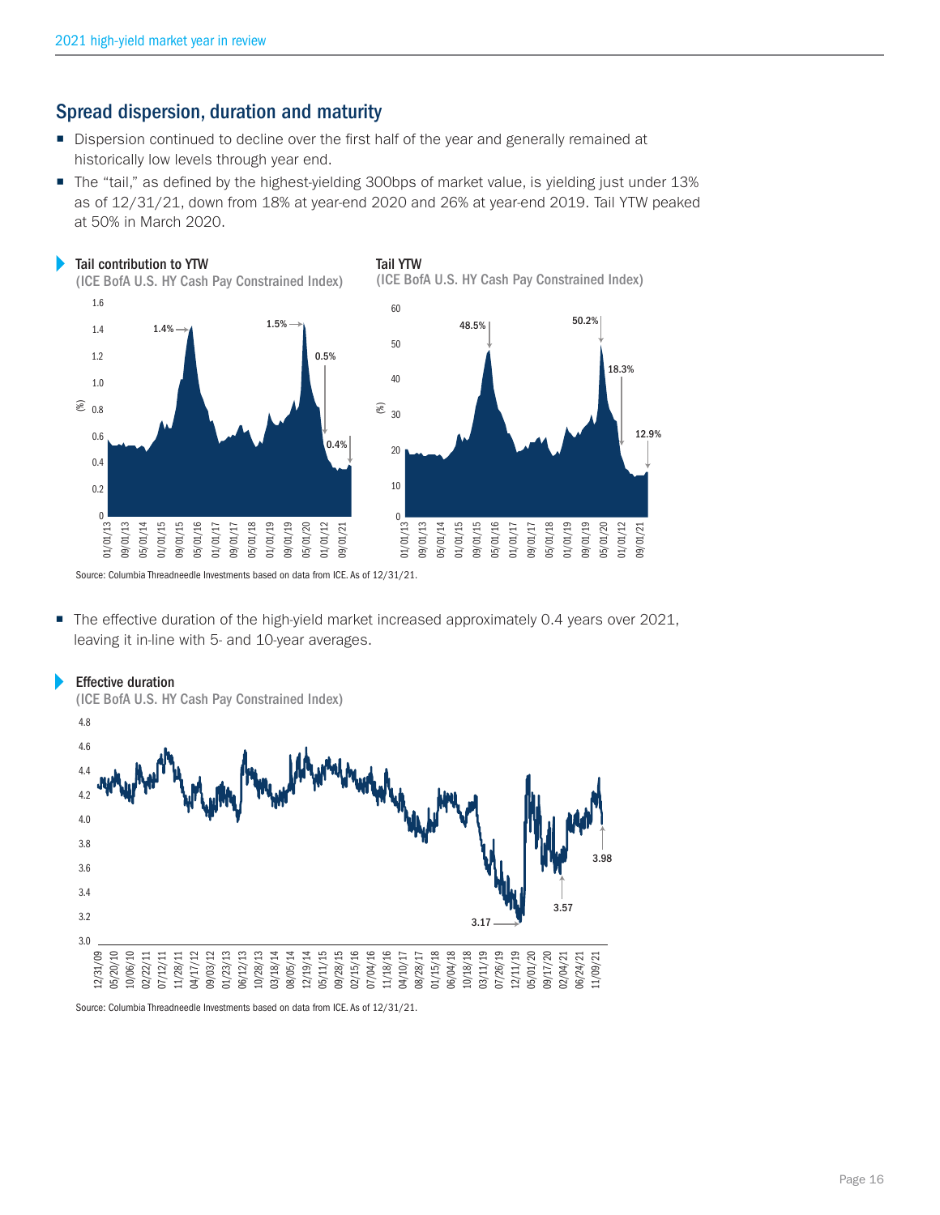## Spread dispersion, duration and maturity

- Dispersion continued to decline over the first half of the year and generally remained at historically low levels through year end.
- The "tail," as defined by the highest-yielding 300bps of market value, is yielding just under 13% as of 12/31/21, down from 18% at year-end 2020 and 26% at year-end 2019. Tail YTW peaked at 50% in March 2020.

**Tail contribution to YTW**
(ICE BofA U.S. HY Cash Pay Constrained Index)

**Tail YTW**
(ICE BofA U.S. HY Cash Pay Constrained Index)

Source: Columbia Threadneedle Investments based on data from ICE. As of 12/31/21.

- The effective duration of the high-yield market increased approximately 0.4 years over 2021, leaving it in-line with 5- and 10-year averages.

**Effective duration**
(ICE BofA U.S. HY Cash Pay Constrained Index)

Source: Columbia Threadneedle Investments based on data from ICE. As of 12/31/21.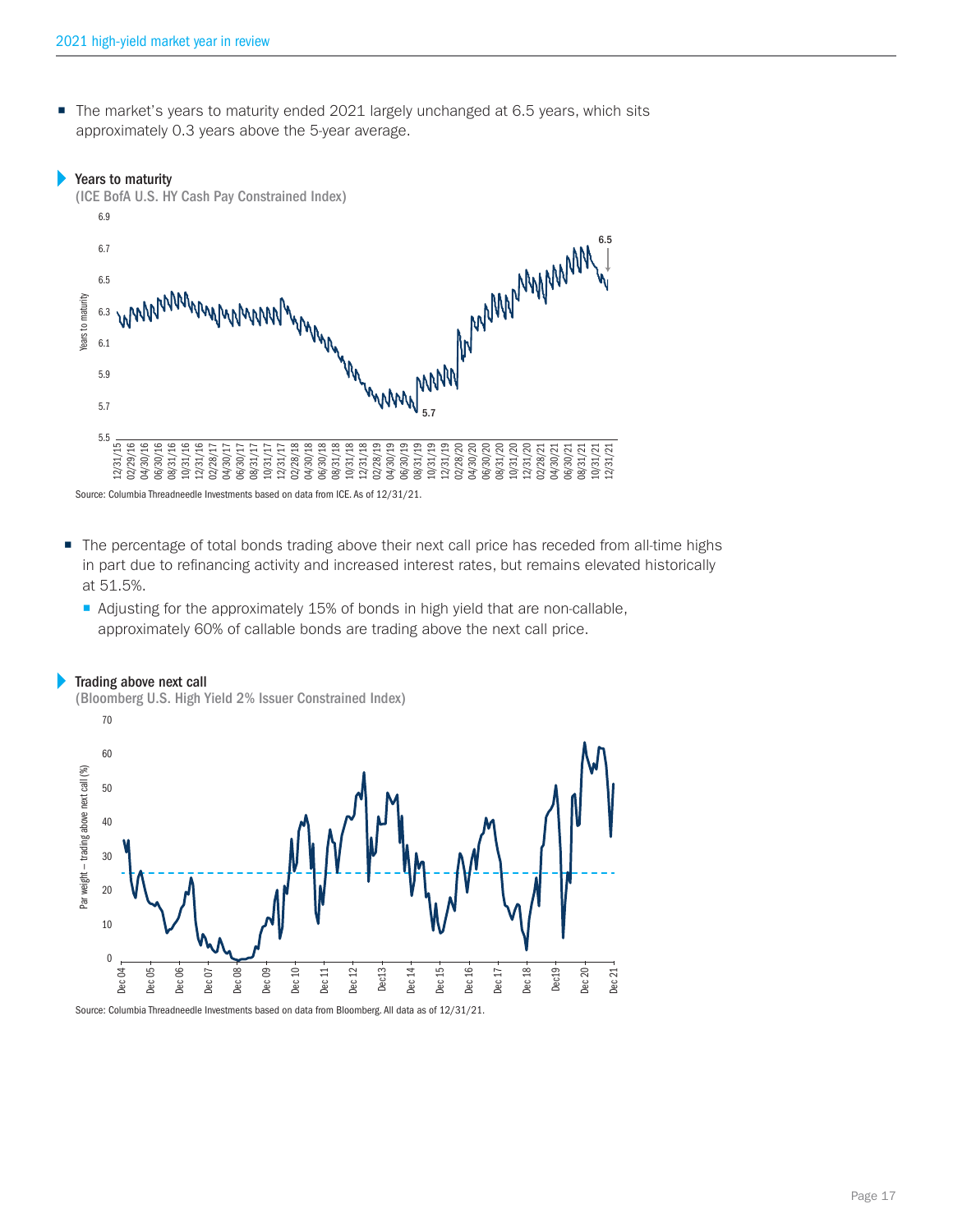- The market's years to maturity ended 2021 largely unchanged at 6.5 years, which sits approximately 0.3 years above the 5-year average.

### Years to maturity

(ICE BofA U.S. HY Cash Pay Constrained Index)

Source: Columbia Threadneedle Investments based on data from ICE. As of 12/31/21.

- The percentage of total bonds trading above their next call price has receded from all-time highs in part due to refinancing activity and increased interest rates, but remains elevated historically at 51.5%.
  - Adjusting for the approximately 15% of bonds in high yield that are non-callable, approximately 60% of callable bonds are trading above the next call price.

### Trading above next call

(Bloomberg U.S. High Yield 2% Issuer Constrained Index)

Source: Columbia Threadneedle Investments based on data from Bloomberg. All data as of 12/31/21.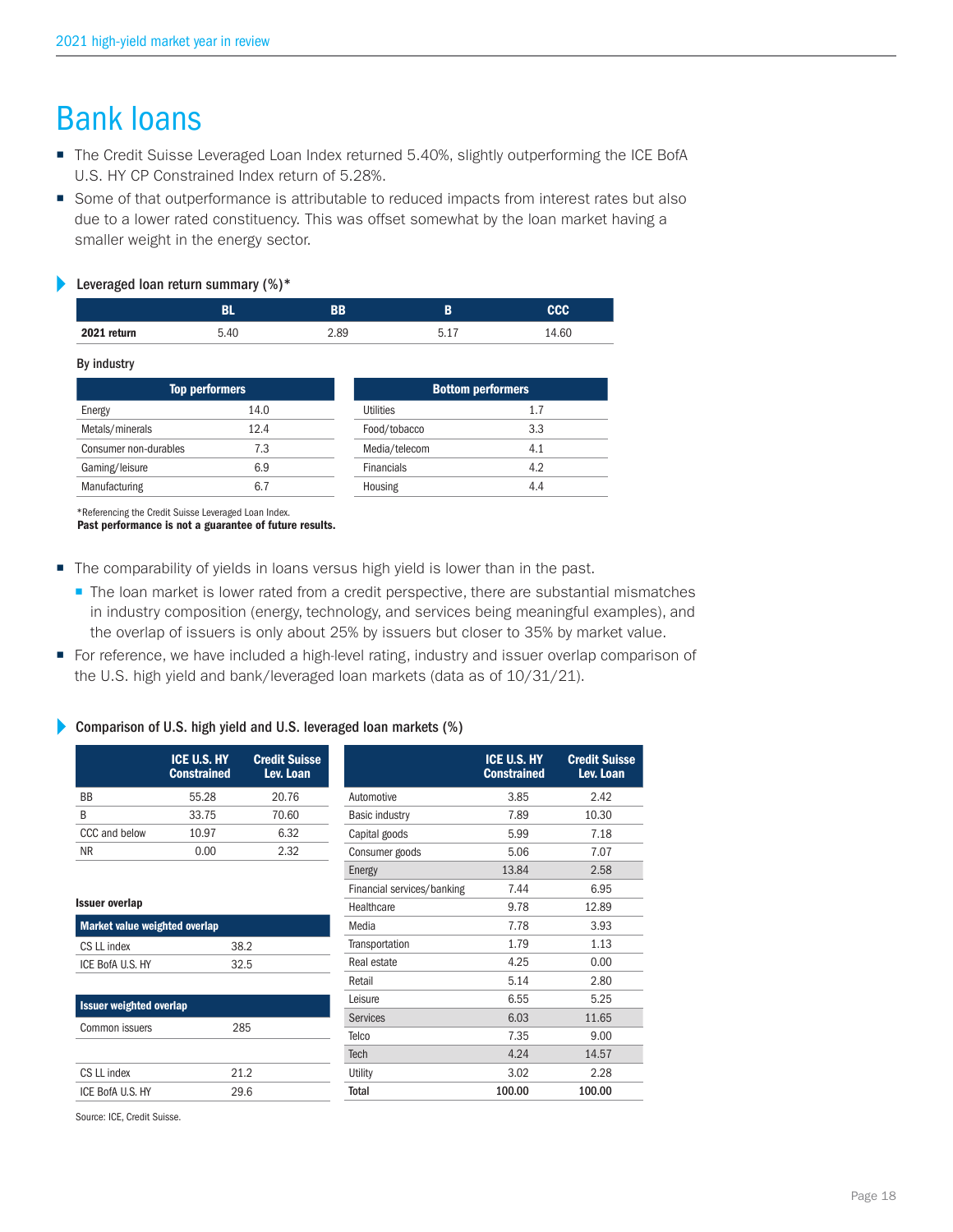# Bank loans

- The Credit Suisse Leveraged Loan Index returned 5.40%, slightly outperforming the ICE BofA U.S. HY CP Constrained Index return of 5.28%.
- Some of that outperformance is attributable to reduced impacts from interest rates but also due to a lower rated constituency. This was offset somewhat by the loan market having a smaller weight in the energy sector.

### Leveraged loan return summary (%)*

| | BL | BB | B | CCC |
|---|---|---|---|---|
| **2021 return** | 5.40 | 2.89 | 5.17 | 14.60 |

By industry

| Top performers | |
|---|---|
| Energy | 14.0 |
| Metals/minerals | 12.4 |
| Consumer non-durables | 7.3 |
| Gaming/leisure | 6.9 |
| Manufacturing | 6.7 |

| Bottom performers | |
|---|---|
| Utilities | 1.7 |
| Food/tobacco | 3.3 |
| Media/telecom | 4.1 |
| Financials | 4.2 |
| Housing | 4.4 |

*Referencing the Credit Suisse Leveraged Loan Index.
**Past performance is not a guarantee of future results.**

- The comparability of yields in loans versus high yield is lower than in the past.
  - The loan market is lower rated from a credit perspective, there are substantial mismatches in industry composition (energy, technology, and services being meaningful examples), and the overlap of issuers is only about 25% by issuers but closer to 35% by market value.
- For reference, we have included a high-level rating, industry and issuer overlap comparison of the U.S. high yield and bank/leveraged loan markets (data as of 10/31/21).

### Comparison of U.S. high yield and U.S. leveraged loan markets (%)

| | ICE U.S. HY Constrained | Credit Suisse Lev. Loan |
|---|---|---|
| BB | 55.28 | 20.76 |
| B | 33.75 | 70.60 |
| CCC and below | 10.97 | 6.32 |
| NR | 0.00 | 2.32 |

**Issuer overlap**

| Market value weighted overlap | |
|---|---|
| CS LL index | 38.2 |
| ICE BofA U.S. HY | 32.5 |

| Issuer weighted overlap | |
|---|---|
| Common issuers | 285 |
| | |
| CS LL index | 21.2 |
| ICE BofA U.S. HY | 29.6 |

| | ICE U.S. HY Constrained | Credit Suisse Lev. Loan |
|---|---|---|
| Automotive | 3.85 | 2.42 |
| Basic industry | 7.89 | 10.30 |
| Capital goods | 5.99 | 7.18 |
| Consumer goods | 5.06 | 7.07 |
| Energy | 13.84 | 2.58 |
| Financial services/banking | 7.44 | 6.95 |
| Healthcare | 9.78 | 12.89 |
| Media | 7.78 | 3.93 |
| Transportation | 1.79 | 1.13 |
| Real estate | 4.25 | 0.00 |
| Retail | 5.14 | 2.80 |
| Leisure | 6.55 | 5.25 |
| Services | 6.03 | 11.65 |
| Telco | 7.35 | 9.00 |
| Tech | 4.24 | 14.57 |
| Utility | 3.02 | 2.28 |
| **Total** | **100.00** | **100.00** |

Source: ICE, Credit Suisse.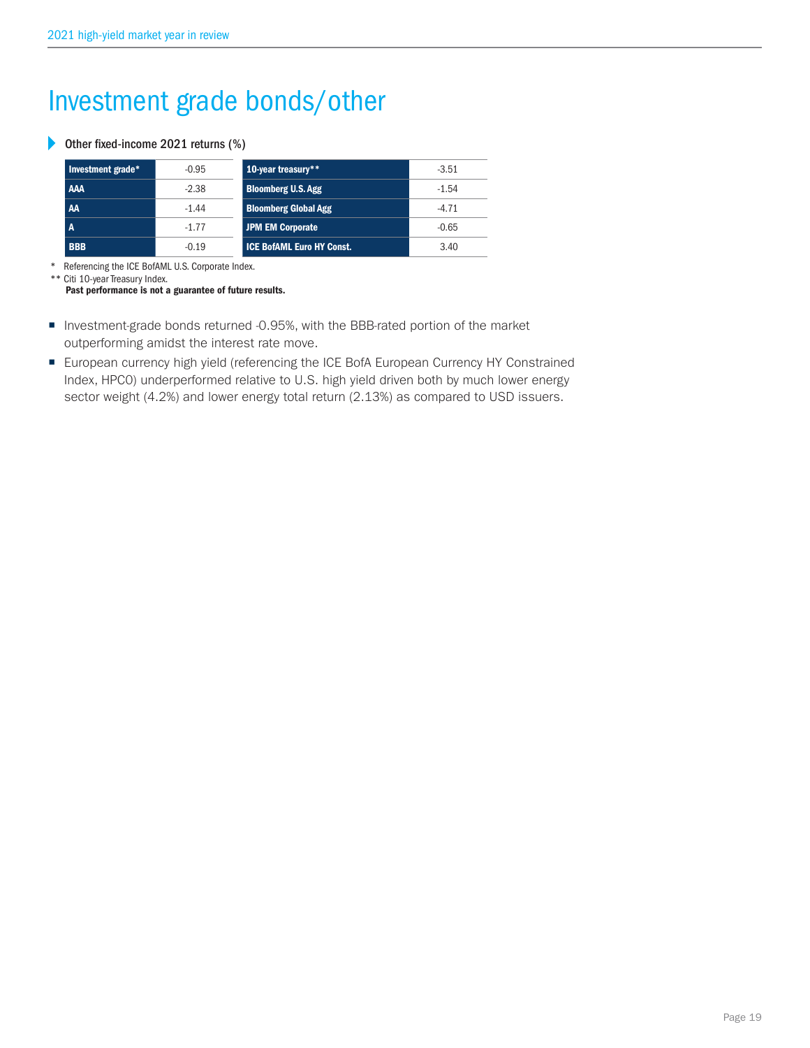# Investment grade bonds/other

**Other fixed-income 2021 returns (%)**

| Investment grade* | -0.95 | 10-year treasury** | -3.51 |
|---|---|---|---|
| AAA | -2.38 | Bloomberg U.S. Agg | -1.54 |
| AA | -1.44 | Bloomberg Global Agg | -4.71 |
| A | -1.77 | JPM EM Corporate | -0.65 |
| BBB | -0.19 | ICE BofAML Euro HY Const. | 3.40 |

\* Referencing the ICE BofAML U.S. Corporate Index.

** Citi 10-year Treasury Index.

**Past performance is not a guarantee of future results.**

- Investment-grade bonds returned -0.95%, with the BBB-rated portion of the market outperforming amidst the interest rate move.
- European currency high yield (referencing the ICE BofA European Currency HY Constrained Index, HPC0) underperformed relative to U.S. high yield driven both by much lower energy sector weight (4.2%) and lower energy total return (2.13%) as compared to USD issuers.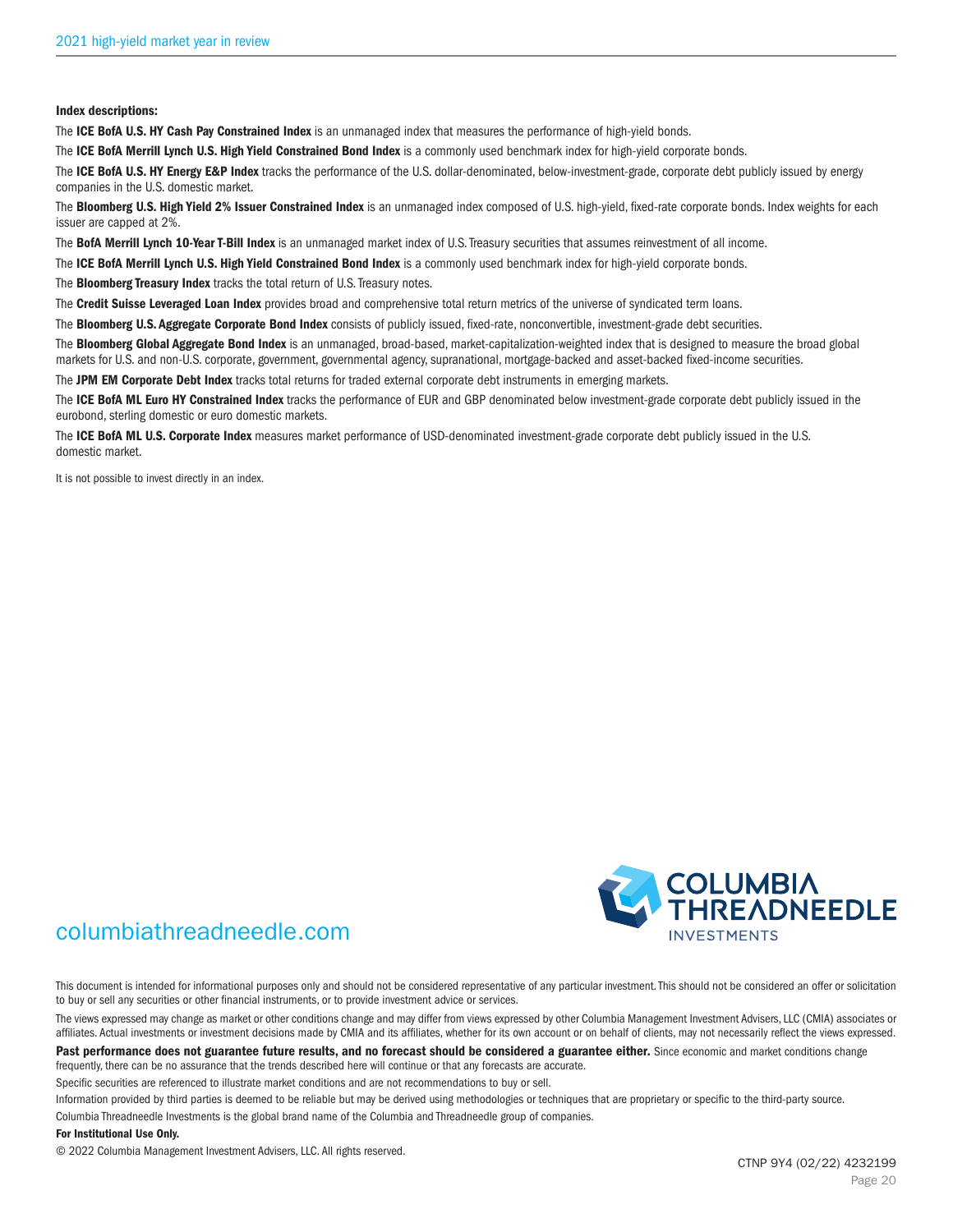**Index descriptions:**

The **ICE BofA U.S. HY Cash Pay Constrained Index** is an unmanaged index that measures the performance of high-yield bonds.

The **ICE BofA Merrill Lynch U.S. High Yield Constrained Bond Index** is a commonly used benchmark index for high-yield corporate bonds.

The **ICE BofA U.S. HY Energy E&P Index** tracks the performance of the U.S. dollar-denominated, below-investment-grade, corporate debt publicly issued by energy companies in the U.S. domestic market.

The **Bloomberg U.S. High Yield 2% Issuer Constrained Index** is an unmanaged index composed of U.S. high-yield, fixed-rate corporate bonds. Index weights for each issuer are capped at 2%.

The **BofA Merrill Lynch 10-Year T-Bill Index** is an unmanaged market index of U.S. Treasury securities that assumes reinvestment of all income.

The **ICE BofA Merrill Lynch U.S. High Yield Constrained Bond Index** is a commonly used benchmark index for high-yield corporate bonds.

The **Bloomberg Treasury Index** tracks the total return of U.S. Treasury notes.

The **Credit Suisse Leveraged Loan Index** provides broad and comprehensive total return metrics of the universe of syndicated term loans.

The **Bloomberg U.S. Aggregate Corporate Bond Index** consists of publicly issued, fixed-rate, nonconvertible, investment-grade debt securities.

The **Bloomberg Global Aggregate Bond Index** is an unmanaged, broad-based, market-capitalization-weighted index that is designed to measure the broad global markets for U.S. and non-U.S. corporate, government, governmental agency, supranational, mortgage-backed and asset-backed fixed-income securities.

The **JPM EM Corporate Debt Index** tracks total returns for traded external corporate debt instruments in emerging markets.

The **ICE BofA ML Euro HY Constrained Index** tracks the performance of EUR and GBP denominated below investment-grade corporate debt publicly issued in the eurobond, sterling domestic or euro domestic markets.

The **ICE BofA ML U.S. Corporate Index** measures market performance of USD-denominated investment-grade corporate debt publicly issued in the U.S. domestic market.

It is not possible to invest directly in an index.

columbiathreadneedle.com

COLUMBIA THREADNEEDLE INVESTMENTS

This document is intended for informational purposes only and should not be considered representative of any particular investment. This should not be considered an offer or solicitation to buy or sell any securities or other financial instruments, or to provide investment advice or services.

The views expressed may change as market or other conditions change and may differ from views expressed by other Columbia Management Investment Advisers, LLC (CMIA) associates or affiliates. Actual investments or investment decisions made by CMIA and its affiliates, whether for its own account or on behalf of clients, may not necessarily reflect the views expressed.

**Past performance does not guarantee future results, and no forecast should be considered a guarantee either.** Since economic and market conditions change frequently, there can be no assurance that the trends described here will continue or that any forecasts are accurate.

Specific securities are referenced to illustrate market conditions and are not recommendations to buy or sell.

Information provided by third parties is deemed to be reliable but may be derived using methodologies or techniques that are proprietary or specific to the third-party source.

Columbia Threadneedle Investments is the global brand name of the Columbia and Threadneedle group of companies.

**For Institutional Use Only.**

© 2022 Columbia Management Investment Advisers, LLC. All rights reserved.

CTNP 9Y4 (02/22) 4232199